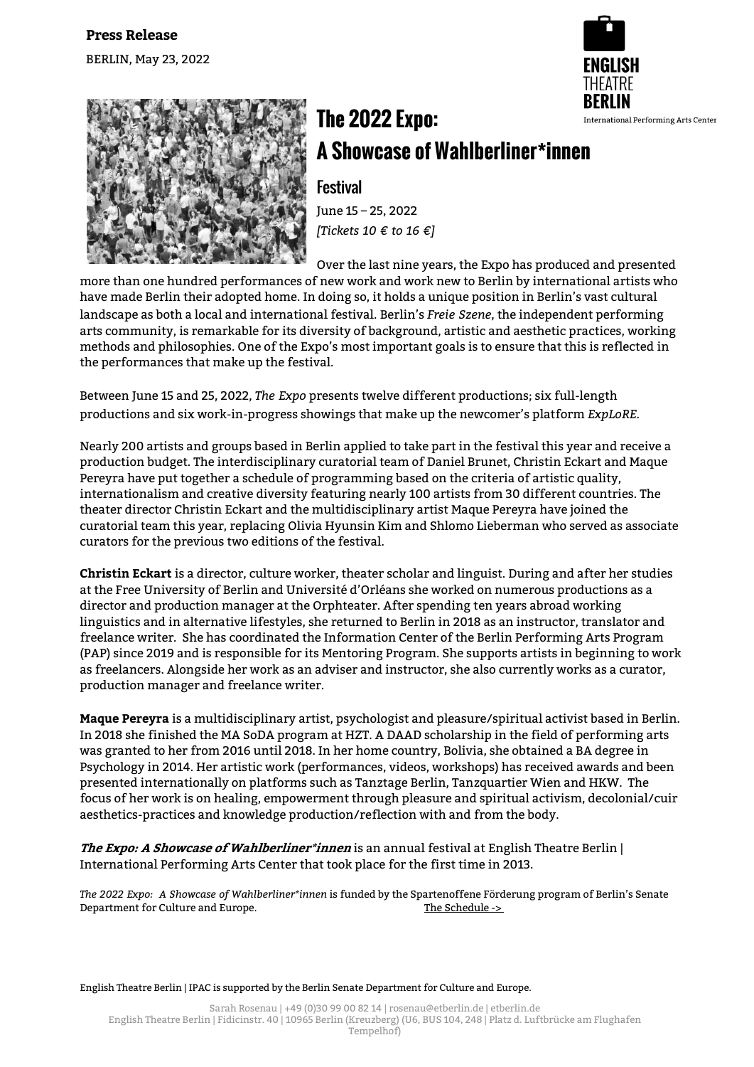**Press Release**

BERLIN, May 23, 2022

# The 2022 Expo: A Showcase of Wahlberliner*innen

## Festival

June 15 – 25, 2022

*[Tickets 10 € to 16 €]*

Over the last nine years, the Expo has produced and presented more than one hundred performances of new work and work new to Berlin by international artists who have made Berlin their adopted home. In doing so, it holds a unique position in Berlin's vast cultural landscape as both a local and international festival. Berlin's *Freie Szene*, the independent performing arts community, is remarkable for its diversity of background, artistic and aesthetic practices, working methods and philosophies. One of the Expo's most important goals is to ensure that this is reflected in the performances that make up the festival.

Between June 15 and 25, 2022, *The Expo* presents twelve different productions; six full-length productions and six work-in-progress showings that make up the newcomer's platform *ExpLoRE.*

Nearly 200 artists and groups based in Berlin applied to take part in the festival this year and receive a production budget. The interdisciplinary curatorial team of Daniel Brunet, Christin Eckart and Maque Pereyra have put together a schedule of programming based on the criteria of artistic quality, internationalism and creative diversity featuring nearly 100 artists from 30 different countries. The theater director Christin Eckart and the multidisciplinary artist Maque Pereyra have joined the curatorial team this year, replacing Olivia Hyunsin Kim and Shlomo Lieberman who served as associate curators for the previous two editions of the festival.

**Christin Eckart** is a director, culture worker, theater scholar and linguist. During and after her studies at the Free University of Berlin and Université d'Orléans she worked on numerous productions as a director and production manager at the Orphteater. After spending ten years abroad working linguistics and in alternative lifestyles, she returned to Berlin in 2018 as an instructor, translator and freelance writer. She has coordinated the Information Center of the Berlin Performing Arts Program (PAP) since 2019 and is responsible for its Mentoring Program. She supports artists in beginning to work as freelancers. Alongside her work as an adviser and instructor, she also currently works as a curator, production manager and freelance writer.

**Maque Pereyra** is a multidisciplinary artist, psychologist and pleasure/spiritual activist based in Berlin. In 2018 she finished the MA SoDA program at HZT. A DAAD scholarship in the field of performing arts was granted to her from 2016 until 2018. In her home country, Bolivia, she obtained a BA degree in Psychology in 2014. Her artistic work (performances, videos, workshops) has received awards and been presented internationally on platforms such as Tanztage Berlin, Tanzquartier Wien and HKW. The focus of her work is on healing, empowerment through pleasure and spiritual activism, decolonial/cuir aesthetics-practices and knowledge production/reflection with and from the body.

***The Expo: A Showcase of Wahlberliner*innen*** is an annual festival at English Theatre Berlin | International Performing Arts Center that took place for the first time in 2013.

*The 2022 Expo: A Showcase of Wahlberliner*innen* is funded by the Spartenoffene Förderung program of Berlin's Senate Department for Culture and Europe.

The Schedule ->

English Theatre Berlin | IPAC is supported by the Berlin Senate Department for Culture and Europe.

Sarah Rosenau | +49 (0)30 99 00 82 14 | rosenau@etberlin.de | etberlin.de
English Theatre Berlin | Fidicinstr. 40 | 10965 Berlin (Kreuzberg) (U6, BUS 104, 248 | Platz d. Luftbrücke am Flughafen Tempelhof)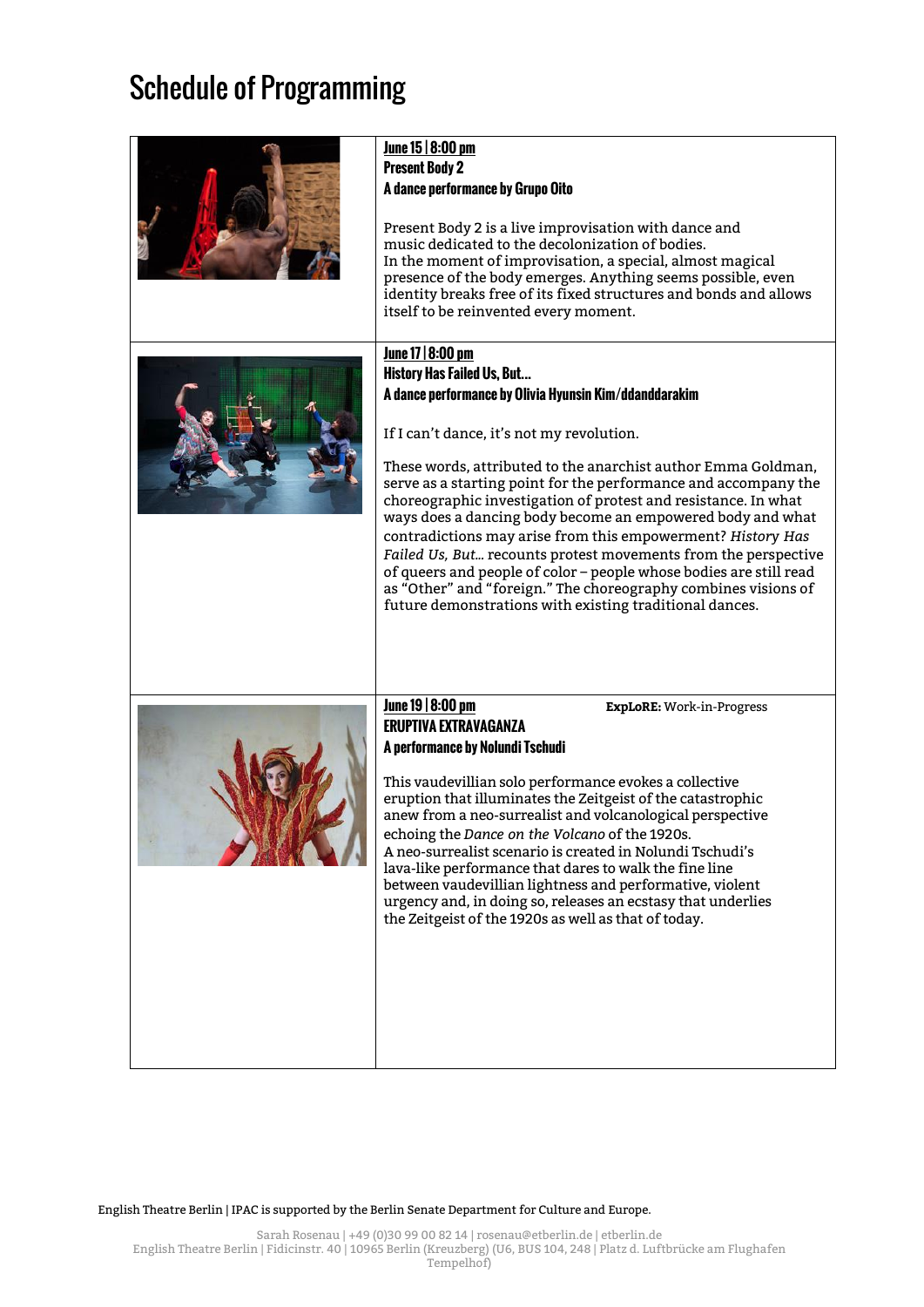# Schedule of Programming

**June 15 | 8:00 pm**
**Present Body 2**
**A dance performance by Grupo Oito**

Present Body 2 is a live improvisation with dance and music dedicated to the decolonization of bodies.
In the moment of improvisation, a special, almost magical presence of the body emerges. Anything seems possible, even identity breaks free of its fixed structures and bonds and allows itself to be reinvented every moment.

**June 17 | 8:00 pm**
**History Has Failed Us, But…**
**A dance performance by Olivia Hyunsin Kim/ddanddarakim**

If I can't dance, it's not my revolution.

These words, attributed to the anarchist author Emma Goldman, serve as a starting point for the performance and accompany the choreographic investigation of protest and resistance. In what ways does a dancing body become an empowered body and what contradictions may arise from this empowerment? *History Has Failed Us, But…* recounts protest movements from the perspective of queers and people of color – people whose bodies are still read as "Other" and "foreign." The choreography combines visions of future demonstrations with existing traditional dances.

**June 19 | 8:00 pm**
**ERUPTIVA EXTRAVAGANZA**
**A performance by Nolundi Tschudi**

**ExpLoRE:** Work-in-Progress

This vaudevillian solo performance evokes a collective eruption that illuminates the Zeitgeist of the catastrophic anew from a neo-surrealist and volcanological perspective echoing the *Dance on the Volcano* of the 1920s.
A neo-surrealist scenario is created in Nolundi Tschudi's lava-like performance that dares to walk the fine line between vaudevillian lightness and performative, violent urgency and, in doing so, releases an ecstasy that underlies the Zeitgeist of the 1920s as well as that of today.

English Theatre Berlin | IPAC is supported by the Berlin Senate Department for Culture and Europe.

Sarah Rosenau | +49 (0)30 99 00 82 14 | rosenau@etberlin.de | etberlin.de
English Theatre Berlin | Fidicinstr. 40 | 10965 Berlin (Kreuzberg) (U6, BUS 104, 248 | Platz d. Luftbrücke am Flughafen Tempelhof)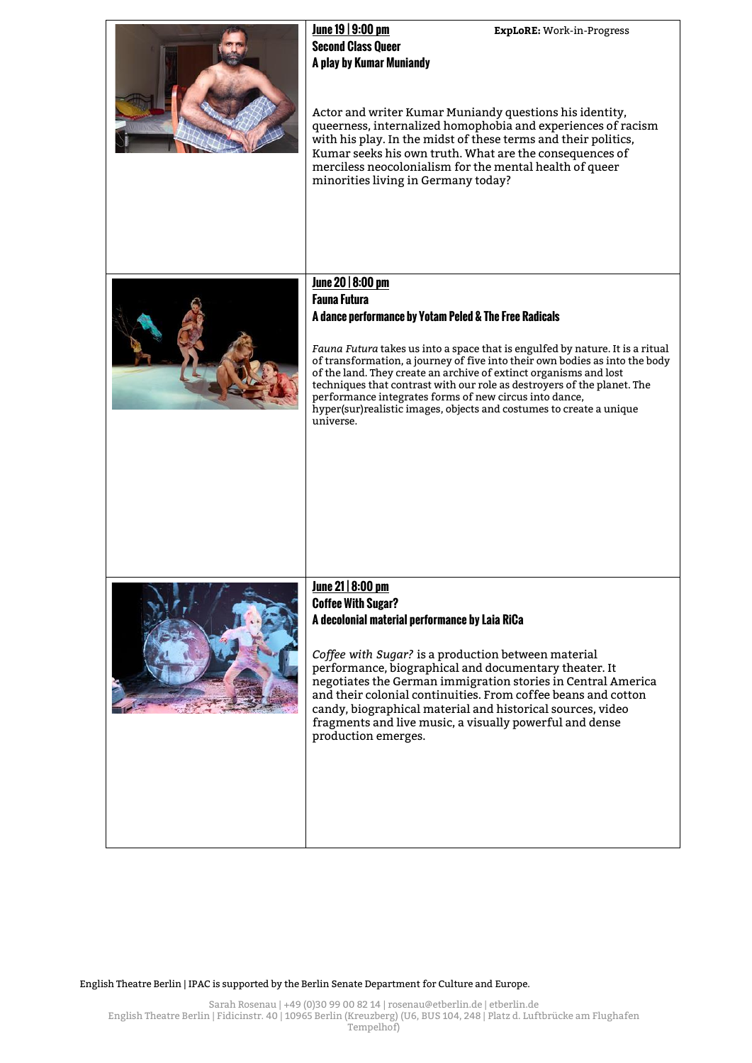**June 19 | 9:00 pm**

**ExpLoRE:** Work-in-Progress

**Second Class Queer**

**A play by Kumar Muniandy**

Actor and writer Kumar Muniandy questions his identity, queerness, internalized homophobia and experiences of racism with his play. In the midst of these terms and their politics, Kumar seeks his own truth. What are the consequences of merciless neocolonialism for the mental health of queer minorities living in Germany today?

**June 20 | 8:00 pm**

**Fauna Futura**

**A dance performance by Yotam Peled & The Free Radicals**

*Fauna Futura* takes us into a space that is engulfed by nature. It is a ritual of transformation, a journey of five into their own bodies as into the body of the land. They create an archive of extinct organisms and lost techniques that contrast with our role as destroyers of the planet. The performance integrates forms of new circus into dance, hyper(sur)realistic images, objects and costumes to create a unique universe.

**June 21 | 8:00 pm**

**Coffee With Sugar?**

**A decolonial material performance by Laia RiCa**

*Coffee with Sugar?* is a production between material performance, biographical and documentary theater. It negotiates the German immigration stories in Central America and their colonial continuities. From coffee beans and cotton candy, biographical material and historical sources, video fragments and live music, a visually powerful and dense production emerges.

English Theatre Berlin | IPAC is supported by the Berlin Senate Department for Culture and Europe.

Sarah Rosenau | +49 (0)30 99 00 82 14 | rosenau@etberlin.de | etberlin.de
English Theatre Berlin | Fidicinstr. 40 | 10965 Berlin (Kreuzberg) (U6, BUS 104, 248 | Platz d. Luftbrücke am Flughafen Tempelhof)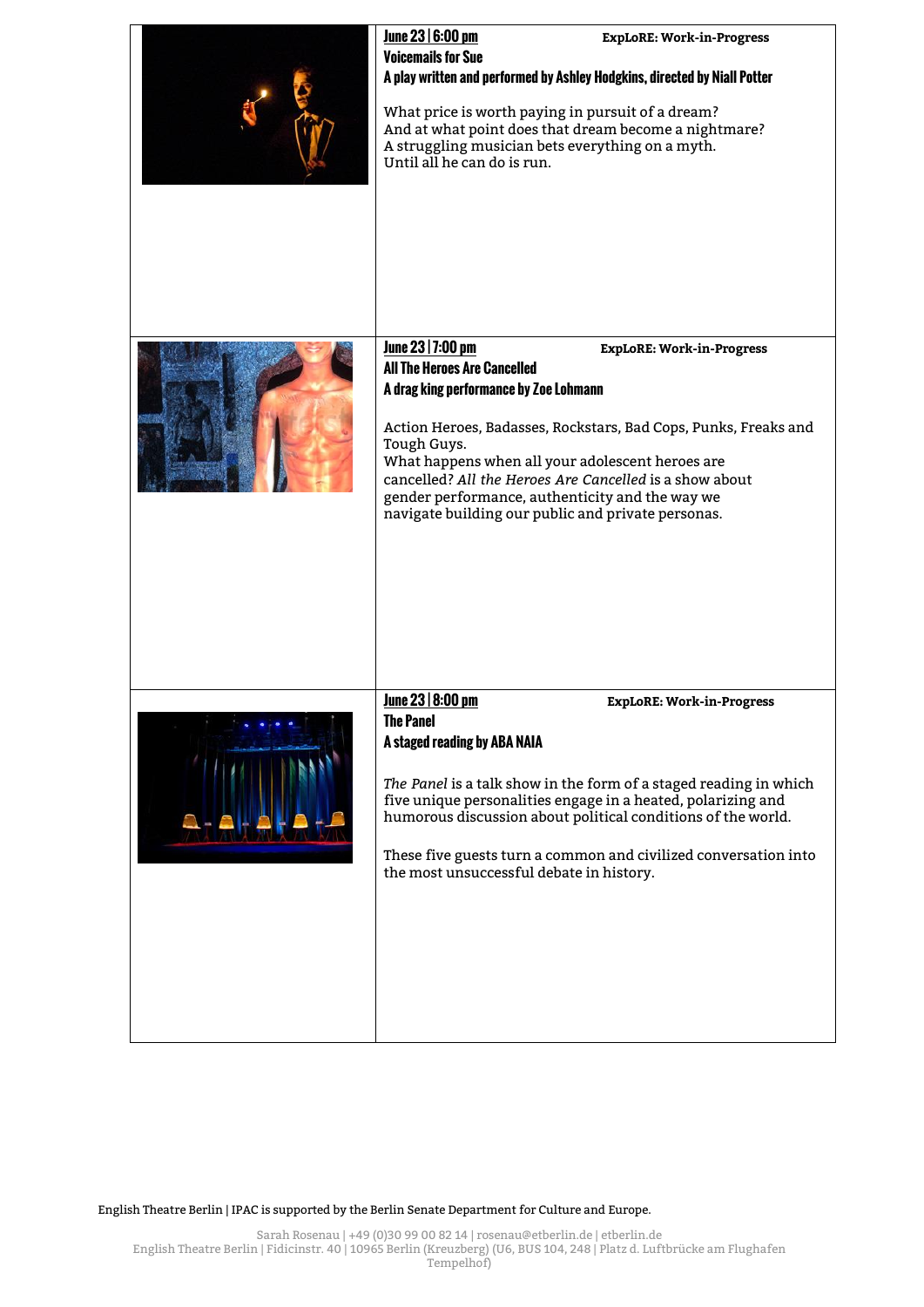**June 23 | 6:00 pm** **ExpLoRE: Work-in-Progress**

**Voicemails for Sue**

**A play written and performed by Ashley Hodgkins, directed by Niall Potter**

What price is worth paying in pursuit of a dream?
And at what point does that dream become a nightmare?
A struggling musician bets everything on a myth.
Until all he can do is run.

**June 23 | 7:00 pm** **ExpLoRE: Work-in-Progress**

**All The Heroes Are Cancelled**

**A drag king performance by Zoe Lohmann**

Action Heroes, Badasses, Rockstars, Bad Cops, Punks, Freaks and Tough Guys.
What happens when all your adolescent heroes are cancelled? *All the Heroes Are Cancelled* is a show about gender performance, authenticity and the way we navigate building our public and private personas.

**June 23 | 8:00 pm** **ExpLoRE: Work-in-Progress**

**The Panel**

**A staged reading by ABA NAIA**

*The Panel* is a talk show in the form of a staged reading in which five unique personalities engage in a heated, polarizing and humorous discussion about political conditions of the world.

These five guests turn a common and civilized conversation into the most unsuccessful debate in history.

English Theatre Berlin | IPAC is supported by the Berlin Senate Department for Culture and Europe.

Sarah Rosenau | +49 (0)30 99 00 82 14 | rosenau@etberlin.de | etberlin.de
English Theatre Berlin | Fidicinstr. 40 | 10965 Berlin (Kreuzberg) (U6, BUS 104, 248 | Platz d. Luftbrücke am Flughafen Tempelhof)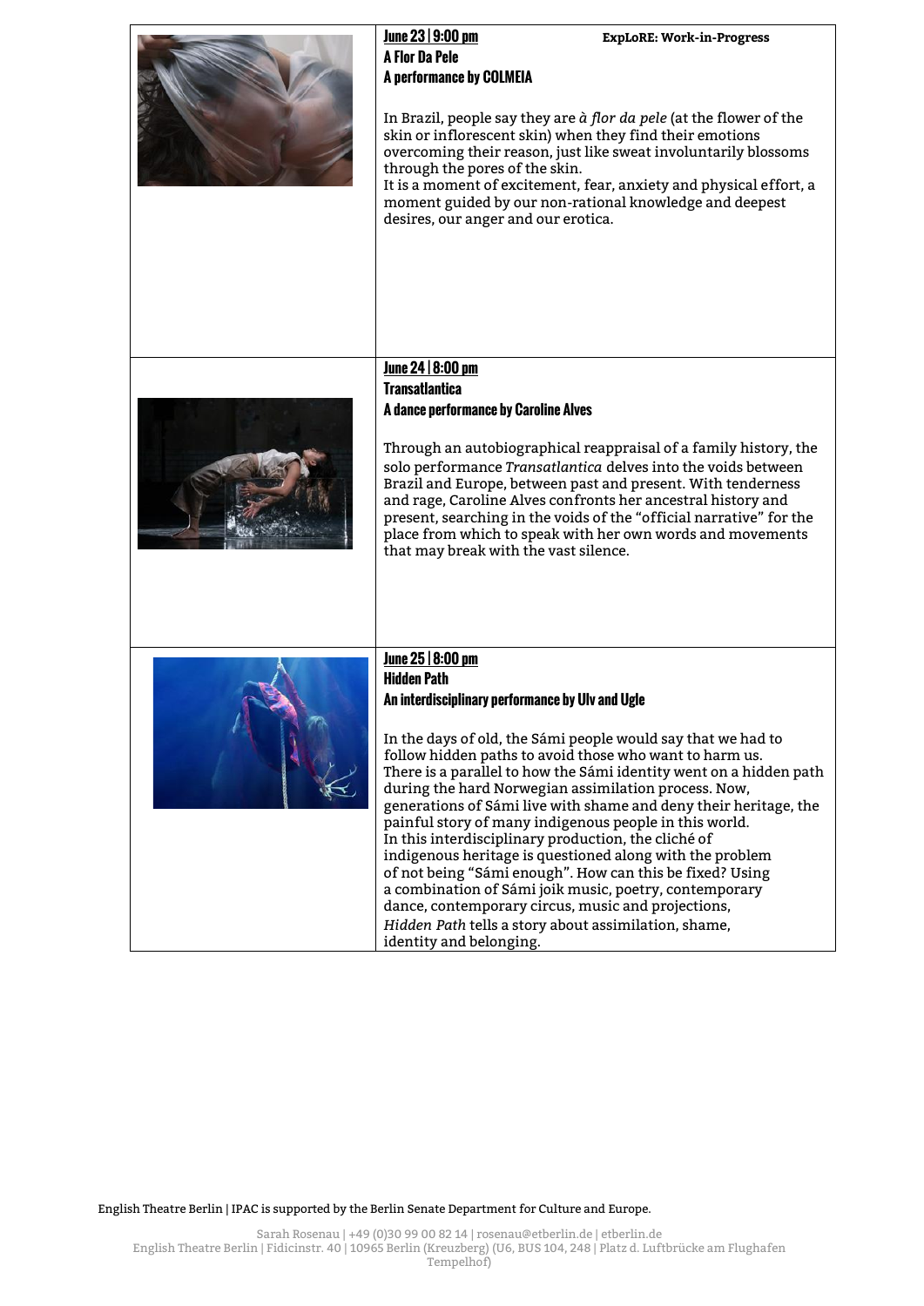**June 23 | 9:00 pm** **ExpLoRE: Work-in-Progress**
**A Flor Da Pele**
**A performance by COLMEIA**

In Brazil, people say they are *à flor da pele* (at the flower of the skin or inflorescent skin) when they find their emotions overcoming their reason, just like sweat involuntarily blossoms through the pores of the skin.
It is a moment of excitement, fear, anxiety and physical effort, a moment guided by our non-rational knowledge and deepest desires, our anger and our erotica.

**June 24 | 8:00 pm**
**Transatlantica**
**A dance performance by Caroline Alves**

Through an autobiographical reappraisal of a family history, the solo performance *Transatlantica* delves into the voids between Brazil and Europe, between past and present. With tenderness and rage, Caroline Alves confronts her ancestral history and present, searching in the voids of the "official narrative" for the place from which to speak with her own words and movements that may break with the vast silence.

**June 25 | 8:00 pm**
**Hidden Path**
**An interdisciplinary performance by Ulv and Ugle**

In the days of old, the Sámi people would say that we had to follow hidden paths to avoid those who want to harm us.
There is a parallel to how the Sámi identity went on a hidden path during the hard Norwegian assimilation process. Now, generations of Sámi live with shame and deny their heritage, the painful story of many indigenous people in this world.
In this interdisciplinary production, the cliché of indigenous heritage is questioned along with the problem of not being "Sámi enough". How can this be fixed? Using a combination of Sámi joik music, poetry, contemporary dance, contemporary circus, music and projections, *Hidden Path* tells a story about assimilation, shame, identity and belonging.

English Theatre Berlin | IPAC is supported by the Berlin Senate Department for Culture and Europe.

Sarah Rosenau | +49 (0)30 99 00 82 14 | rosenau@etberlin.de | etberlin.de
English Theatre Berlin | Fidicinstr. 40 | 10965 Berlin (Kreuzberg) (U6, BUS 104, 248 | Platz d. Luftbrücke am Flughafen Tempelhof)